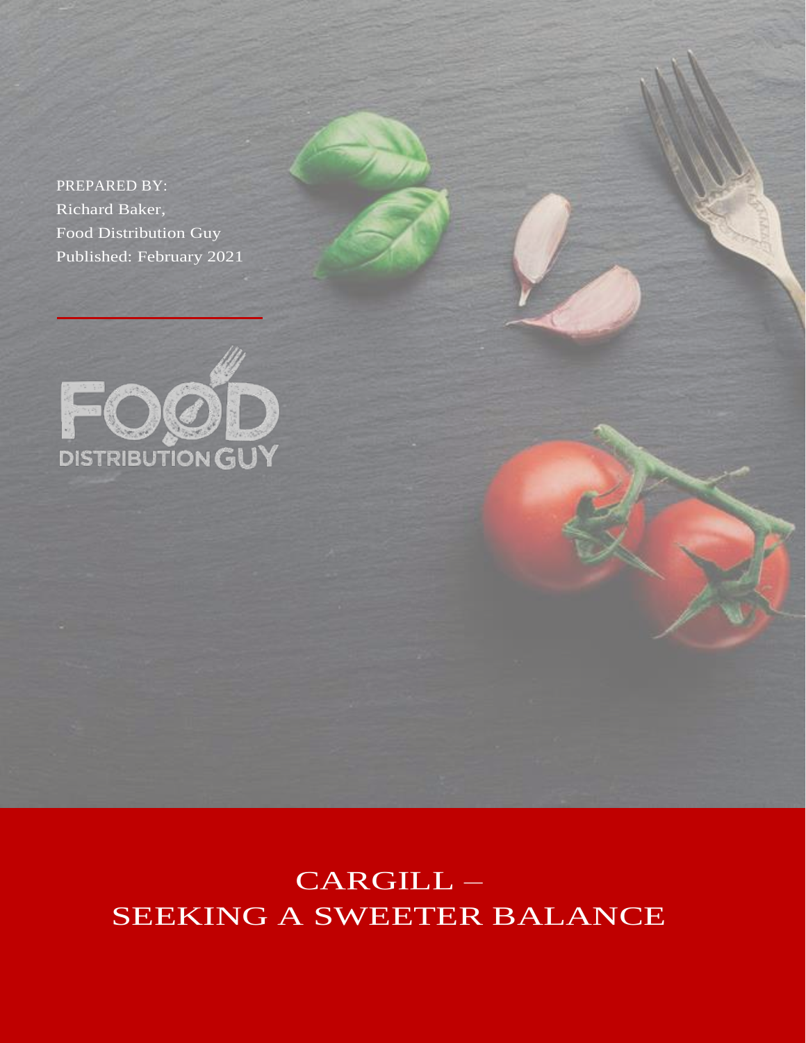PREPARED BY:
Richard Baker,
Food Distribution Guy
Published: February 2021

FOOD DISTRIBUTION GUY

# CARGILL – SEEKING A SWEETER BALANCE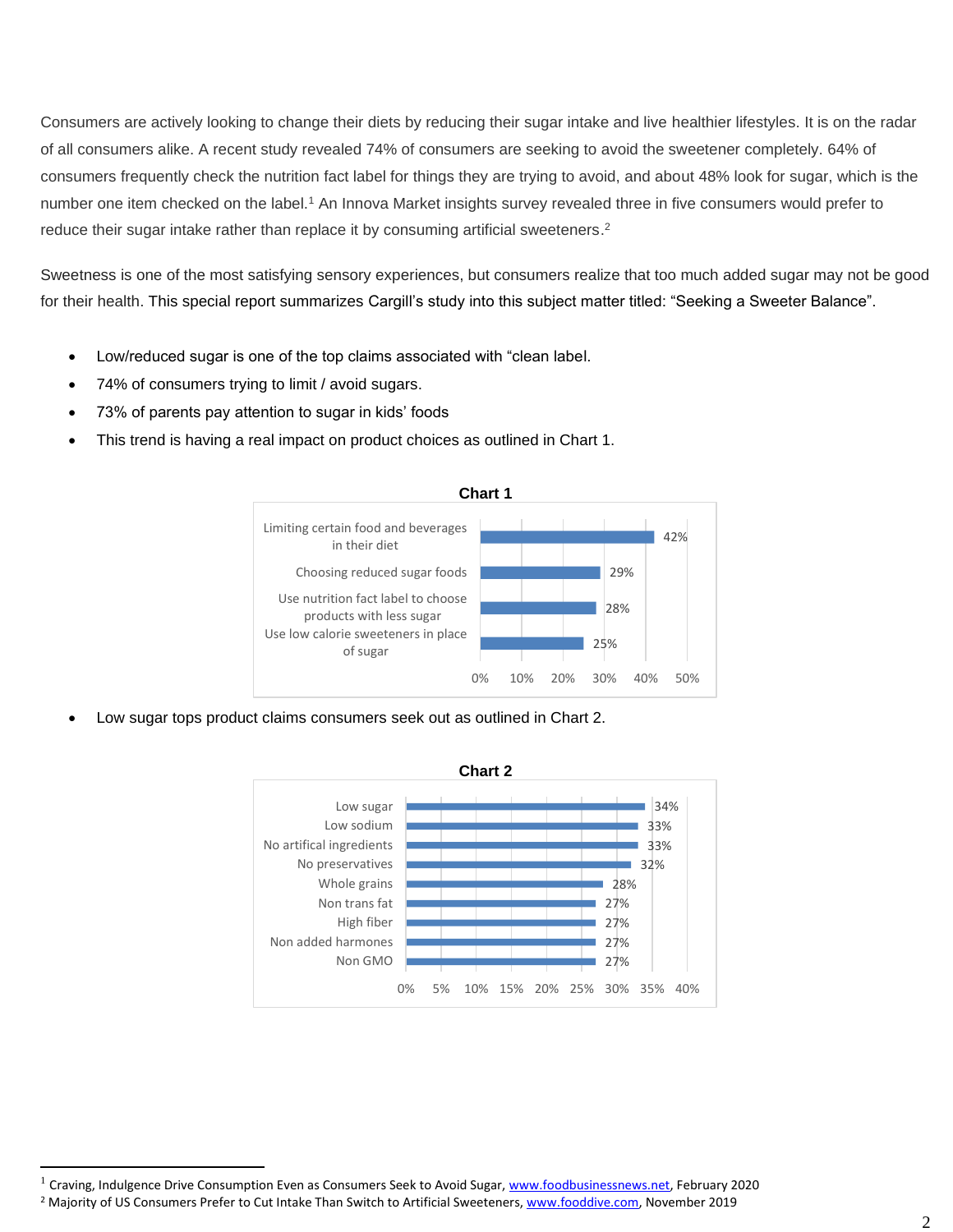Consumers are actively looking to change their diets by reducing their sugar intake and live healthier lifestyles. It is on the radar of all consumers alike. A recent study revealed 74% of consumers are seeking to avoid the sweetener completely. 64% of consumers frequently check the nutrition fact label for things they are trying to avoid, and about 48% look for sugar, which is the number one item checked on the label.[1] An Innova Market insights survey revealed three in five consumers would prefer to reduce their sugar intake rather than replace it by consuming artificial sweeteners.[2]

Sweetness is one of the most satisfying sensory experiences, but consumers realize that too much added sugar may not be good for their health. This special report summarizes Cargill's study into this subject matter titled: "Seeking a Sweeter Balance".

- Low/reduced sugar is one of the top claims associated with "clean label.
- 74% of consumers trying to limit / avoid sugars.
- 73% of parents pay attention to sugar in kids' foods
- This trend is having a real impact on product choices as outlined in Chart 1.

**Chart 1**

| Action | Percentage |
|---|---|
| Limiting certain food and beverages in their diet | 42% |
| Choosing reduced sugar foods | 29% |
| Use nutrition fact label to choose products with less sugar | 28% |
| Use low calorie sweeteners in place of sugar | 25% |

- Low sugar tops product claims consumers seek out as outlined in Chart 2.

**Chart 2**

| Claim | Percentage |
|---|---|
| Low sugar | 34% |
| Low sodium | 33% |
| No artifical ingredients | 33% |
| No preservatives | 32% |
| Whole grains | 28% |
| Non trans fat | 27% |
| High fiber | 27% |
| Non added harmones | 27% |
| Non GMO | 27% |

[1] Craving, Indulgence Drive Consumption Even as Consumers Seek to Avoid Sugar, www.foodbusinessnews.net, February 2020

[2] Majority of US Consumers Prefer to Cut Intake Than Switch to Artificial Sweeteners, www.fooddive.com, November 2019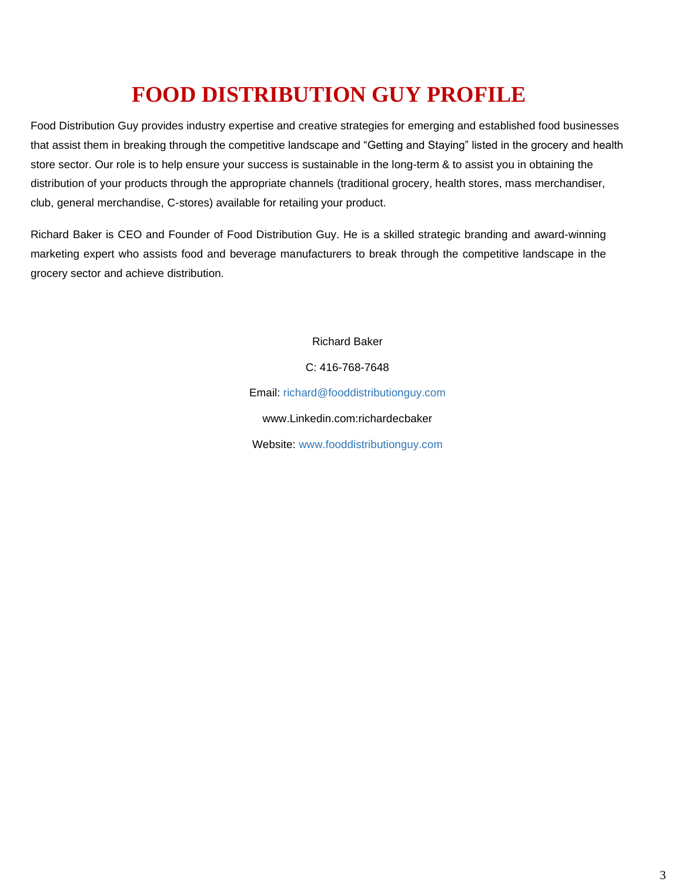# FOOD DISTRIBUTION GUY PROFILE

Food Distribution Guy provides industry expertise and creative strategies for emerging and established food businesses that assist them in breaking through the competitive landscape and "Getting and Staying" listed in the grocery and health store sector. Our role is to help ensure your success is sustainable in the long-term & to assist you in obtaining the distribution of your products through the appropriate channels (traditional grocery, health stores, mass merchandiser, club, general merchandise, C-stores) available for retailing your product.

Richard Baker is CEO and Founder of Food Distribution Guy. He is a skilled strategic branding and award-winning marketing expert who assists food and beverage manufacturers to break through the competitive landscape in the grocery sector and achieve distribution.

Richard Baker

C: 416-768-7648

Email: richard@fooddistributionguy.com

www.Linkedin.com:richardecbaker

Website: www.fooddistributionguy.com